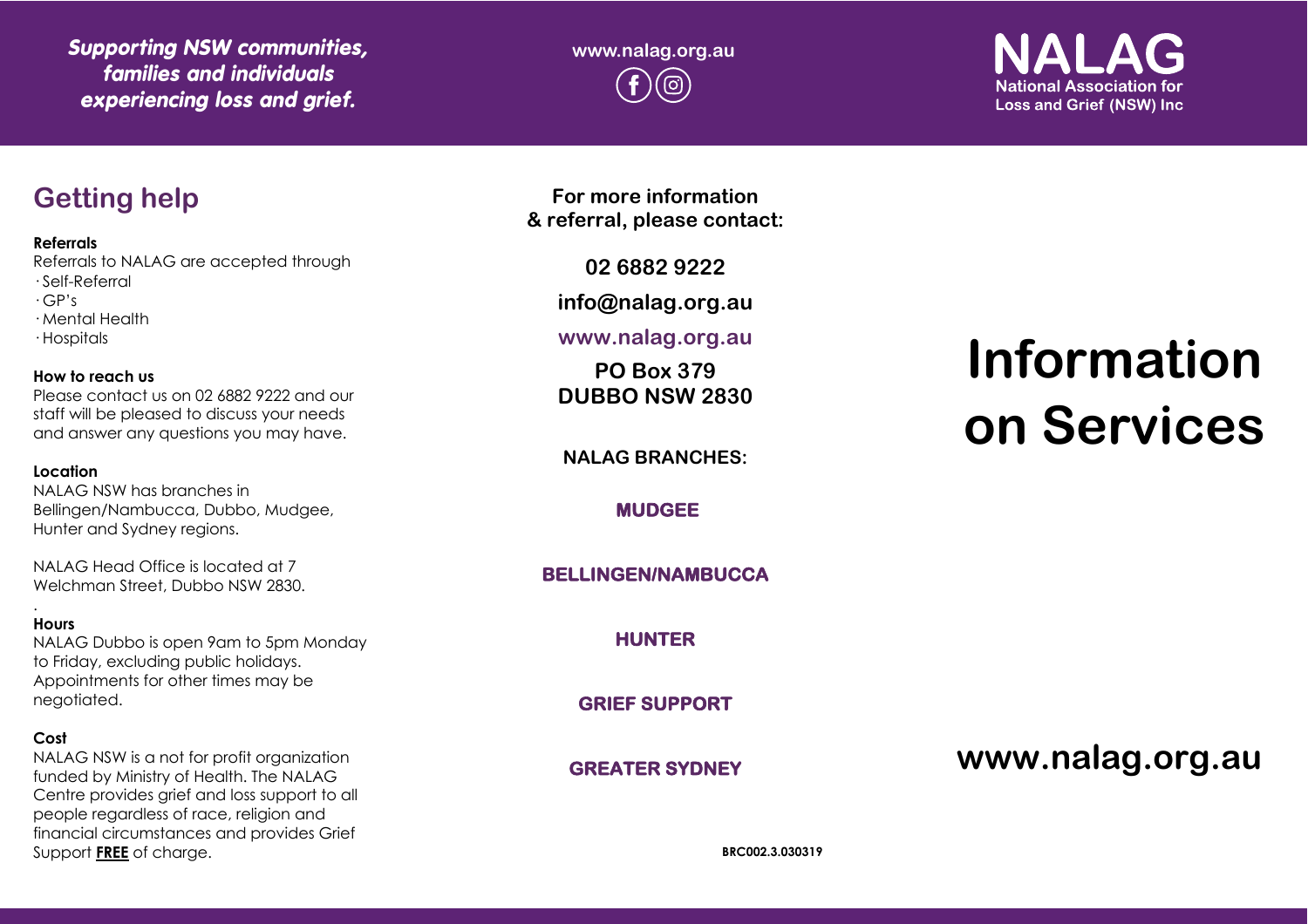*Supporting NSW communities, families and individuals experiencing loss and grief.*

www.nalag.org.au

**NALAG**
National Association for Loss and Grief (NSW) Inc

## Getting help

**Referrals**
Referrals to NALAG are accepted through
- Self-Referral
- GP's
- Mental Health
- Hospitals

**How to reach us**
Please contact us on 02 6882 9222 and our staff will be pleased to discuss your needs and answer any questions you may have.

**Location**
NALAG NSW has branches in Bellingen/Nambucca, Dubbo, Mudgee, Hunter and Sydney regions.

NALAG Head Office is located at 7 Welchman Street, Dubbo NSW 2830.

**Hours**
NALAG Dubbo is open 9am to 5pm Monday to Friday, excluding public holidays. Appointments for other times may be negotiated.

**Cost**
NALAG NSW is a not for profit organization funded by Ministry of Health. The NALAG Centre provides grief and loss support to all people regardless of race, religion and financial circumstances and provides Grief Support **FREE** of charge.

**For more information & referral, please contact:**

**02 6882 9222**

**info@nalag.org.au**

**www.nalag.org.au**

**PO Box 379**
**DUBBO NSW 2830**

**NALAG BRANCHES:**

**MUDGEE**

**BELLINGEN/NAMBUCCA**

**HUNTER**

**GRIEF SUPPORT**

**GREATER SYDNEY**

BRC002.3.030319

# Information on Services

**www.nalag.org.au**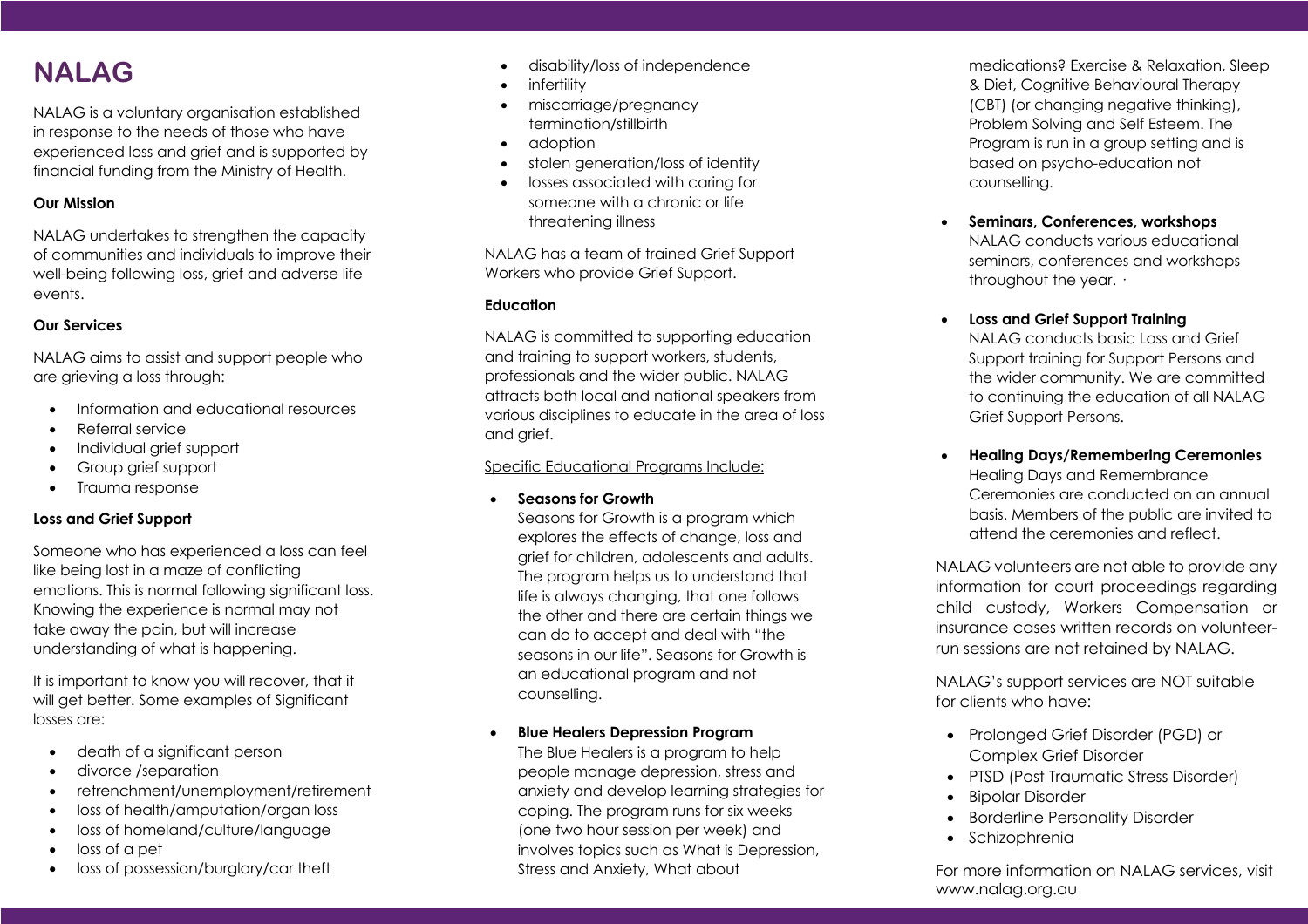# NALAG

NALAG is a voluntary organisation established in response to the needs of those who have experienced loss and grief and is supported by financial funding from the Ministry of Health.

**Our Mission**

NALAG undertakes to strengthen the capacity of communities and individuals to improve their well-being following loss, grief and adverse life events.

**Our Services**

NALAG aims to assist and support people who are grieving a loss through:

- Information and educational resources
- Referral service
- Individual grief support
- Group grief support
- Trauma response

**Loss and Grief Support**

Someone who has experienced a loss can feel like being lost in a maze of conflicting emotions. This is normal following significant loss. Knowing the experience is normal may not take away the pain, but will increase understanding of what is happening.

It is important to know you will recover, that it will get better. Some examples of Significant losses are:

- death of a significant person
- divorce /separation
- retrenchment/unemployment/retirement
- loss of health/amputation/organ loss
- loss of homeland/culture/language
- loss of a pet
- loss of possession/burglary/car theft
- disability/loss of independence
- infertility
- miscarriage/pregnancy termination/stillbirth
- adoption
- stolen generation/loss of identity
- losses associated with caring for someone with a chronic or life threatening illness

NALAG has a team of trained Grief Support Workers who provide Grief Support.

**Education**

NALAG is committed to supporting education and training to support workers, students, professionals and the wider public. NALAG attracts both local and national speakers from various disciplines to educate in the area of loss and grief.

<u>Specific Educational Programs Include:</u>

- **Seasons for Growth**
  Seasons for Growth is a program which explores the effects of change, loss and grief for children, adolescents and adults. The program helps us to understand that life is always changing, that one follows the other and there are certain things we can do to accept and deal with "the seasons in our life". Seasons for Growth is an educational program and not counselling.

- **Blue Healers Depression Program**
  The Blue Healers is a program to help people manage depression, stress and anxiety and develop learning strategies for coping. The program runs for six weeks (one two hour session per week) and involves topics such as What is Depression, Stress and Anxiety, What about medications? Exercise & Relaxation, Sleep & Diet, Cognitive Behavioural Therapy (CBT) (or changing negative thinking), Problem Solving and Self Esteem. The Program is run in a group setting and is based on psycho-education not counselling.

- **Seminars, Conferences, workshops**
  NALAG conducts various educational seminars, conferences and workshops throughout the year.

- **Loss and Grief Support Training**
  NALAG conducts basic Loss and Grief Support training for Support Persons and the wider community. We are committed to continuing the education of all NALAG Grief Support Persons.

- **Healing Days/Remembering Ceremonies**
  Healing Days and Remembrance Ceremonies are conducted on an annual basis. Members of the public are invited to attend the ceremonies and reflect.

NALAG volunteers are not able to provide any information for court proceedings regarding child custody, Workers Compensation or insurance cases written records on volunteer-run sessions are not retained by NALAG.

NALAG's support services are NOT suitable for clients who have:

- Prolonged Grief Disorder (PGD) or Complex Grief Disorder
- PTSD (Post Traumatic Stress Disorder)
- Bipolar Disorder
- Borderline Personality Disorder
- Schizophrenia

For more information on NALAG services, visit www.nalag.org.au